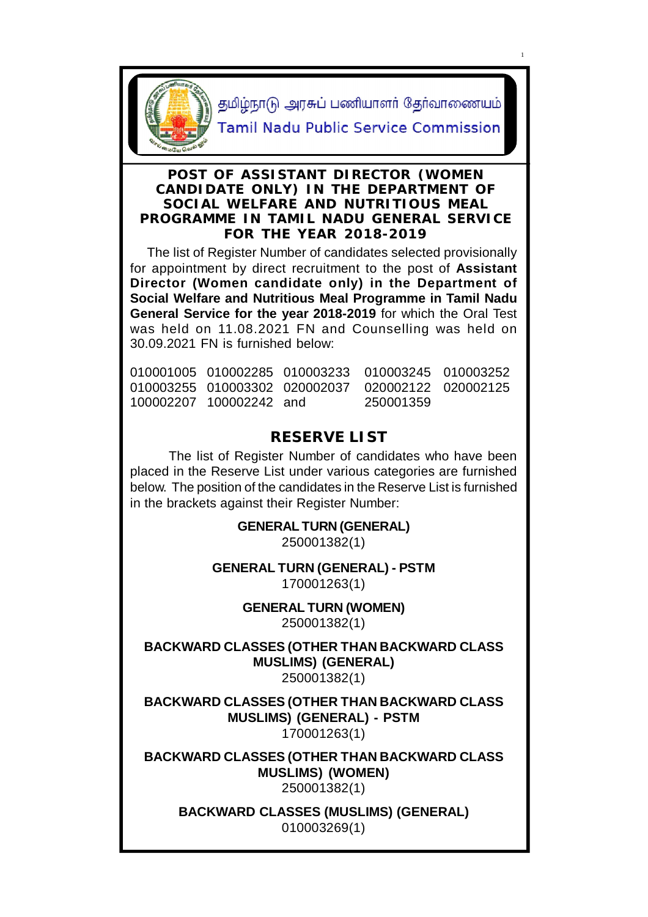தமிழ்நாடு அரசுப் பணியாளர் தேர்வாணையம்

Tamil Nadu Public Service Commission

## POST OF ASSISTANT DIRECTOR (WOMEN CANDIDATE ONLY) IN THE DEPARTMENT OF SOCIAL WELFARE AND NUTRITIOUS MEAL PROGRAMME IN TAMIL NADU GENERAL SERVICE FOR THE YEAR 2018-2019

The list of Register Number of candidates selected provisionally for appointment by direct recruitment to the post of **Assistant Director (Women candidate only) in the Department of Social Welfare and Nutritious Meal Programme in Tamil Nadu General Service for the year 2018-2019** for which the Oral Test was held on 11.08.2021 FN and Counselling was held on 30.09.2021 FN is furnished below:

010001005 010002285 010003233 010003245 010003252
010003255 010003302 020002037 020002122 020002125
100002207 100002242 and 250001359

## RESERVE LIST

The list of Register Number of candidates who have been placed in the Reserve List under various categories are furnished below. The position of the candidates in the Reserve List is furnished in the brackets against their Register Number:

**GENERAL TURN (GENERAL)**
250001382(1)

**GENERAL TURN (GENERAL) - PSTM**
170001263(1)

**GENERAL TURN (WOMEN)**
250001382(1)

**BACKWARD CLASSES (OTHER THAN BACKWARD CLASS MUSLIMS) (GENERAL)**
250001382(1)

**BACKWARD CLASSES (OTHER THAN BACKWARD CLASS MUSLIMS) (GENERAL) - PSTM**
170001263(1)

**BACKWARD CLASSES (OTHER THAN BACKWARD CLASS MUSLIMS) (WOMEN)**
250001382(1)

**BACKWARD CLASSES (MUSLIMS) (GENERAL)**
010003269(1)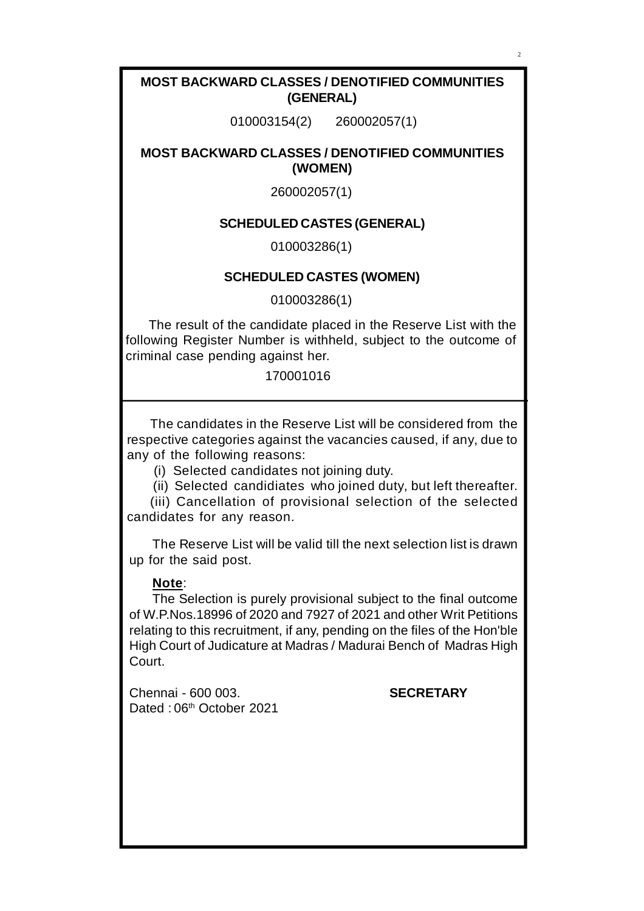**MOST BACKWARD CLASSES / DENOTIFIED COMMUNITIES (GENERAL)**

010003154(2) 260002057(1)

**MOST BACKWARD CLASSES / DENOTIFIED COMMUNITIES (WOMEN)**

260002057(1)

**SCHEDULED CASTES (GENERAL)**

010003286(1)

**SCHEDULED CASTES (WOMEN)**

010003286(1)

The result of the candidate placed in the Reserve List with the following Register Number is withheld, subject to the outcome of criminal case pending against her.

170001016

---

The candidates in the Reserve List will be considered from the respective categories against the vacancies caused, if any, due to any of the following reasons:

(i) Selected candidates not joining duty.

(ii) Selected candidiates who joined duty, but left thereafter.

(iii) Cancellation of provisional selection of the selected candidates for any reason.

The Reserve List will be valid till the next selection list is drawn up for the said post.

**Note**:

The Selection is purely provisional subject to the final outcome of W.P.Nos.18996 of 2020 and 7927 of 2021 and other Writ Petitions relating to this recruitment, if any, pending on the files of the Hon'ble High Court of Judicature at Madras / Madurai Bench of Madras High Court.

Chennai - 600 003.
Dated : 06th October 2021

**SECRETARY**